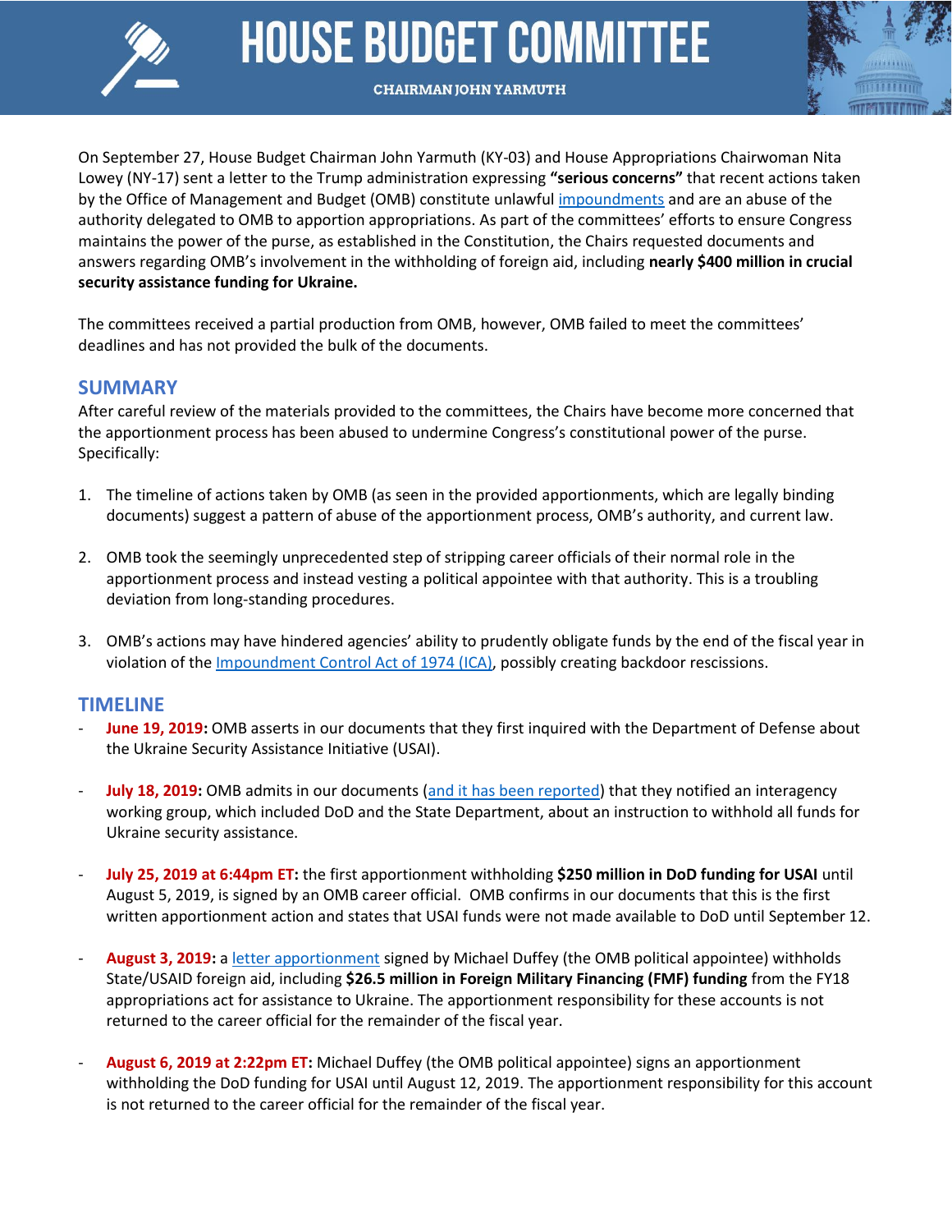# HOUSE BUDGET COMMITTEE

**CHAIRMAN JOHN YARMUTH**

On September 27, House Budget Chairman John Yarmuth (KY-03) and House Appropriations Chairwoman Nita Lowey (NY-17) sent a letter to the Trump administration expressing **"serious concerns"** that recent actions taken by the Office of Management and Budget (OMB) constitute unlawful impoundments and are an abuse of the authority delegated to OMB to apportion appropriations. As part of the committees' efforts to ensure Congress maintains the power of the purse, as established in the Constitution, the Chairs requested documents and answers regarding OMB's involvement in the withholding of foreign aid, including **nearly $400 million in crucial security assistance funding for Ukraine.**

The committees received a partial production from OMB, however, OMB failed to meet the committees' deadlines and has not provided the bulk of the documents.

## SUMMARY

After careful review of the materials provided to the committees, the Chairs have become more concerned that the apportionment process has been abused to undermine Congress's constitutional power of the purse. Specifically:

1. The timeline of actions taken by OMB (as seen in the provided apportionments, which are legally binding documents) suggest a pattern of abuse of the apportionment process, OMB's authority, and current law.

2. OMB took the seemingly unprecedented step of stripping career officials of their normal role in the apportionment process and instead vesting a political appointee with that authority. This is a troubling deviation from long-standing procedures.

3. OMB's actions may have hindered agencies' ability to prudently obligate funds by the end of the fiscal year in violation of the Impoundment Control Act of 1974 (ICA), possibly creating backdoor rescissions.

## TIMELINE

- **June 19, 2019:** OMB asserts in our documents that they first inquired with the Department of Defense about the Ukraine Security Assistance Initiative (USAI).

- **July 18, 2019:** OMB admits in our documents (and it has been reported) that they notified an interagency working group, which included DoD and the State Department, about an instruction to withhold all funds for Ukraine security assistance.

- **July 25, 2019 at 6:44pm ET:** the first apportionment withholding **$250 million in DoD funding for USAI** until August 5, 2019, is signed by an OMB career official. OMB confirms in our documents that this is the first written apportionment action and states that USAI funds were not made available to DoD until September 12.

- **August 3, 2019:** a letter apportionment signed by Michael Duffey (the OMB political appointee) withholds State/USAID foreign aid, including **$26.5 million in Foreign Military Financing (FMF) funding** from the FY18 appropriations act for assistance to Ukraine. The apportionment responsibility for these accounts is not returned to the career official for the remainder of the fiscal year.

- **August 6, 2019 at 2:22pm ET:** Michael Duffey (the OMB political appointee) signs an apportionment withholding the DoD funding for USAI until August 12, 2019. The apportionment responsibility for this account is not returned to the career official for the remainder of the fiscal year.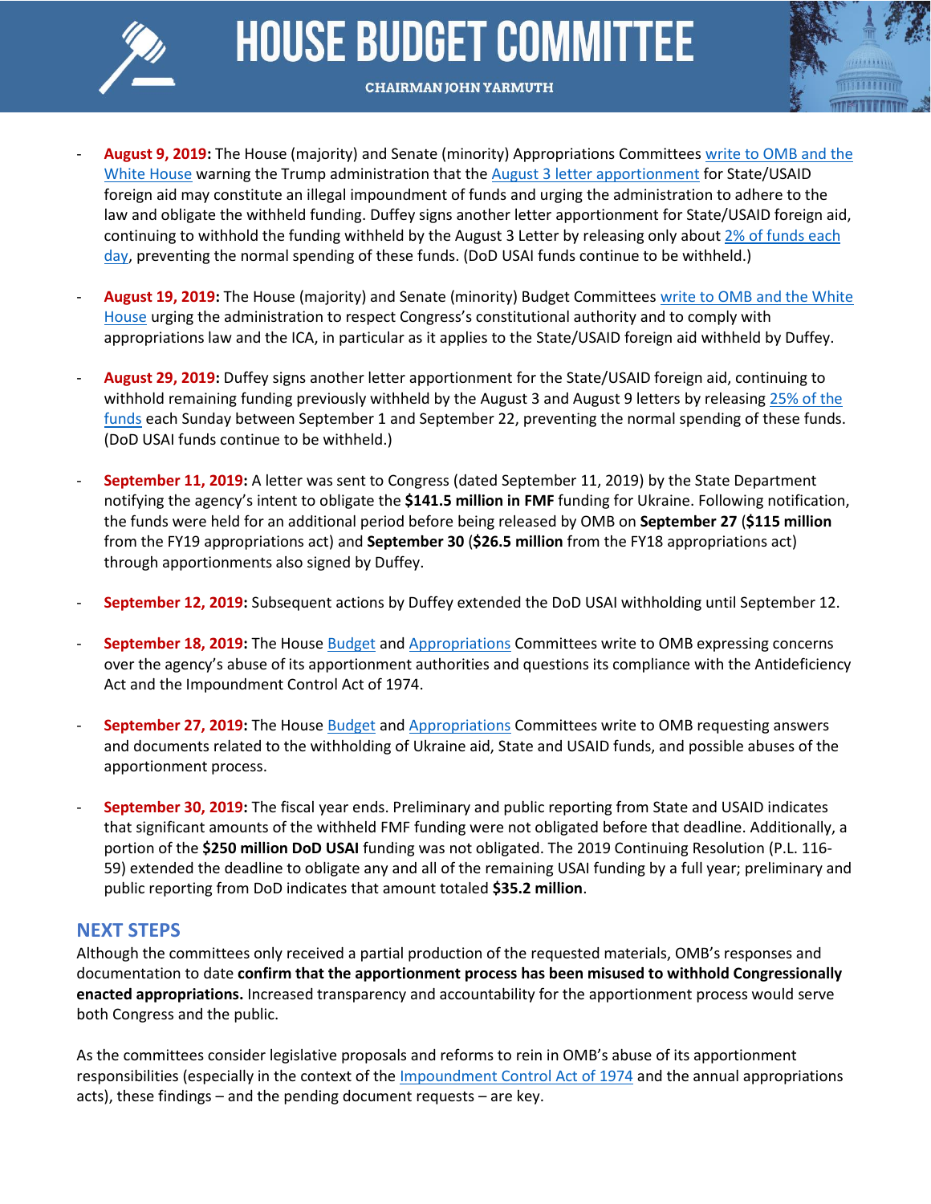- **August 9, 2019:** The House (majority) and Senate (minority) Appropriations Committees write to OMB and the White House warning the Trump administration that the August 3 letter apportionment for State/USAID foreign aid may constitute an illegal impoundment of funds and urging the administration to adhere to the law and obligate the withheld funding. Duffey signs another letter apportionment for State/USAID foreign aid, continuing to withhold the funding withheld by the August 3 Letter by releasing only about 2% of funds each day, preventing the normal spending of these funds. (DoD USAI funds continue to be withheld.)

- **August 19, 2019:** The House (majority) and Senate (minority) Budget Committees write to OMB and the White House urging the administration to respect Congress's constitutional authority and to comply with appropriations law and the ICA, in particular as it applies to the State/USAID foreign aid withheld by Duffey.

- **August 29, 2019:** Duffey signs another letter apportionment for the State/USAID foreign aid, continuing to withhold remaining funding previously withheld by the August 3 and August 9 letters by releasing 25% of the funds each Sunday between September 1 and September 22, preventing the normal spending of these funds. (DoD USAI funds continue to be withheld.)

- **September 11, 2019:** A letter was sent to Congress (dated September 11, 2019) by the State Department notifying the agency's intent to obligate the **$141.5 million in FMF** funding for Ukraine. Following notification, the funds were held for an additional period before being released by OMB on **September 27** (**$115 million** from the FY19 appropriations act) and **September 30** (**$26.5 million** from the FY18 appropriations act) through apportionments also signed by Duffey.

- **September 12, 2019:** Subsequent actions by Duffey extended the DoD USAI withholding until September 12.

- **September 18, 2019:** The House Budget and Appropriations Committees write to OMB expressing concerns over the agency's abuse of its apportionment authorities and questions its compliance with the Antideficiency Act and the Impoundment Control Act of 1974.

- **September 27, 2019:** The House Budget and Appropriations Committees write to OMB requesting answers and documents related to the withholding of Ukraine aid, State and USAID funds, and possible abuses of the apportionment process.

- **September 30, 2019:** The fiscal year ends. Preliminary and public reporting from State and USAID indicates that significant amounts of the withheld FMF funding were not obligated before that deadline. Additionally, a portion of the **$250 million DoD USAI** funding was not obligated. The 2019 Continuing Resolution (P.L. 116-59) extended the deadline to obligate any and all of the remaining USAI funding by a full year; preliminary and public reporting from DoD indicates that amount totaled **$35.2 million**.

## NEXT STEPS

Although the committees only received a partial production of the requested materials, OMB's responses and documentation to date **confirm that the apportionment process has been misused to withhold Congressionally enacted appropriations.** Increased transparency and accountability for the apportionment process would serve both Congress and the public.

As the committees consider legislative proposals and reforms to rein in OMB's abuse of its apportionment responsibilities (especially in the context of the Impoundment Control Act of 1974 and the annual appropriations acts), these findings – and the pending document requests – are key.